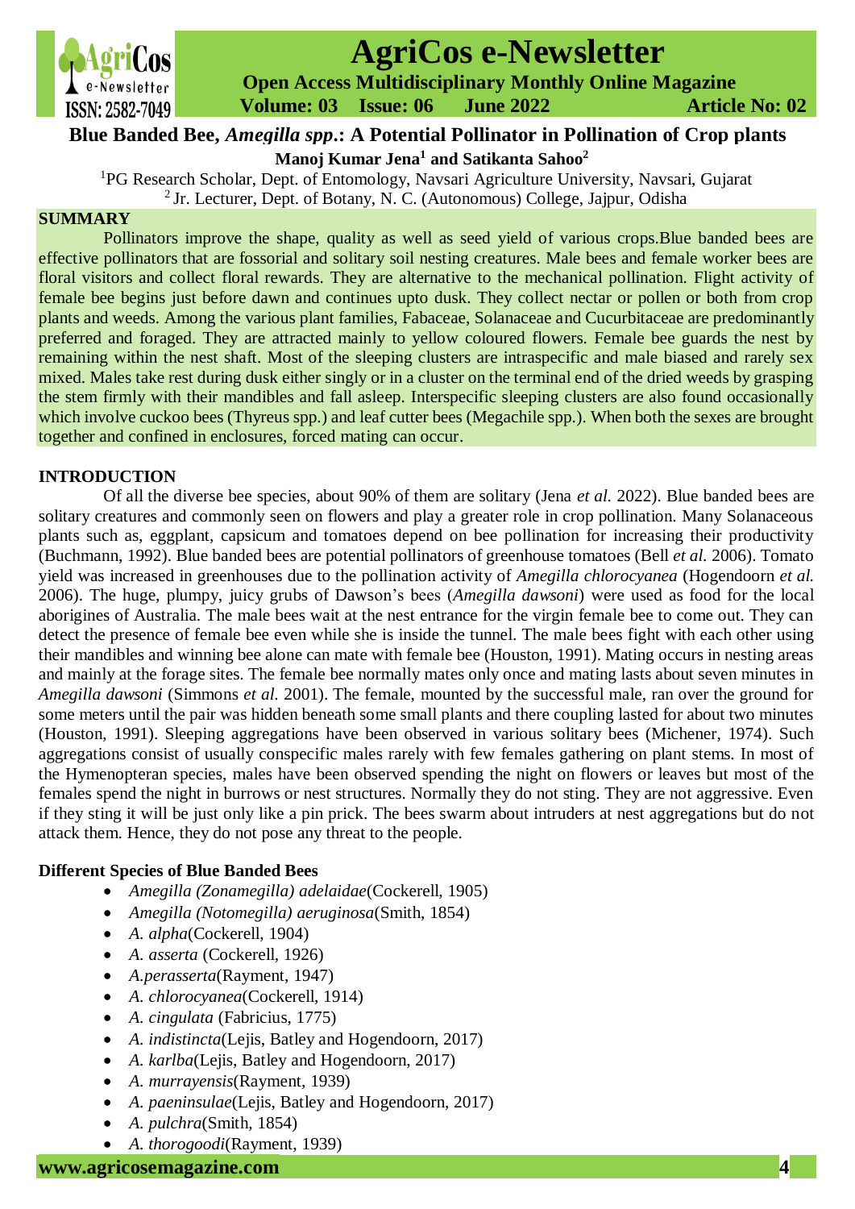# Blue Banded Bee, *Amegilla spp*.: A Potential Pollinator in Pollination of Crop plants

**Manoj Kumar Jena[1] and Satikanta Sahoo[2]**

[1]PG Research Scholar, Dept. of Entomology, Navsari Agriculture University, Navsari, Gujarat
[2] Jr. Lecturer, Dept. of Botany, N. C. (Autonomous) College, Jajpur, Odisha

## SUMMARY

Pollinators improve the shape, quality as well as seed yield of various crops.Blue banded bees are effective pollinators that are fossorial and solitary soil nesting creatures. Male bees and female worker bees are floral visitors and collect floral rewards. They are alternative to the mechanical pollination. Flight activity of female bee begins just before dawn and continues upto dusk. They collect nectar or pollen or both from crop plants and weeds. Among the various plant families, Fabaceae, Solanaceae and Cucurbitaceae are predominantly preferred and foraged. They are attracted mainly to yellow coloured flowers. Female bee guards the nest by remaining within the nest shaft. Most of the sleeping clusters are intraspecific and male biased and rarely sex mixed. Males take rest during dusk either singly or in a cluster on the terminal end of the dried weeds by grasping the stem firmly with their mandibles and fall asleep. Interspecific sleeping clusters are also found occasionally which involve cuckoo bees (Thyreus spp.) and leaf cutter bees (Megachile spp.). When both the sexes are brought together and confined in enclosures, forced mating can occur.

## INTRODUCTION

Of all the diverse bee species, about 90% of them are solitary (Jena *et al.* 2022). Blue banded bees are solitary creatures and commonly seen on flowers and play a greater role in crop pollination. Many Solanaceous plants such as, eggplant, capsicum and tomatoes depend on bee pollination for increasing their productivity (Buchmann, 1992). Blue banded bees are potential pollinators of greenhouse tomatoes (Bell *et al.* 2006). Tomato yield was increased in greenhouses due to the pollination activity of *Amegilla chlorocyanea* (Hogendoorn *et al.* 2006). The huge, plumpy, juicy grubs of Dawson's bees (*Amegilla dawsoni*) were used as food for the local aborigines of Australia. The male bees wait at the nest entrance for the virgin female bee to come out. They can detect the presence of female bee even while she is inside the tunnel. The male bees fight with each other using their mandibles and winning bee alone can mate with female bee (Houston, 1991). Mating occurs in nesting areas and mainly at the forage sites. The female bee normally mates only once and mating lasts about seven minutes in *Amegilla dawsoni* (Simmons *et al.* 2001). The female, mounted by the successful male, ran over the ground for some meters until the pair was hidden beneath some small plants and there coupling lasted for about two minutes (Houston, 1991). Sleeping aggregations have been observed in various solitary bees (Michener, 1974). Such aggregations consist of usually conspecific males rarely with few females gathering on plant stems. In most of the Hymenopteran species, males have been observed spending the night on flowers or leaves but most of the females spend the night in burrows or nest structures. Normally they do not sting. They are not aggressive. Even if they sting it will be just only like a pin prick. The bees swarm about intruders at nest aggregations but do not attack them. Hence, they do not pose any threat to the people.

### Different Species of Blue Banded Bees

- *Amegilla (Zonamegilla) adelaidae*(Cockerell, 1905)
- *Amegilla (Notomegilla) aeruginosa*(Smith, 1854)
- *A. alpha*(Cockerell, 1904)
- *A. asserta* (Cockerell, 1926)
- *A.perasserta*(Rayment, 1947)
- *A. chlorocyanea*(Cockerell, 1914)
- *A. cingulata* (Fabricius, 1775)
- *A. indistincta*(Lejis, Batley and Hogendoorn, 2017)
- *A. karlba*(Lejis, Batley and Hogendoorn, 2017)
- *A. murrayensis*(Rayment, 1939)
- *A. paeninsulae*(Lejis, Batley and Hogendoorn, 2017)
- *A. pulchra*(Smith, 1854)
- *A. thorogoodi*(Rayment, 1939)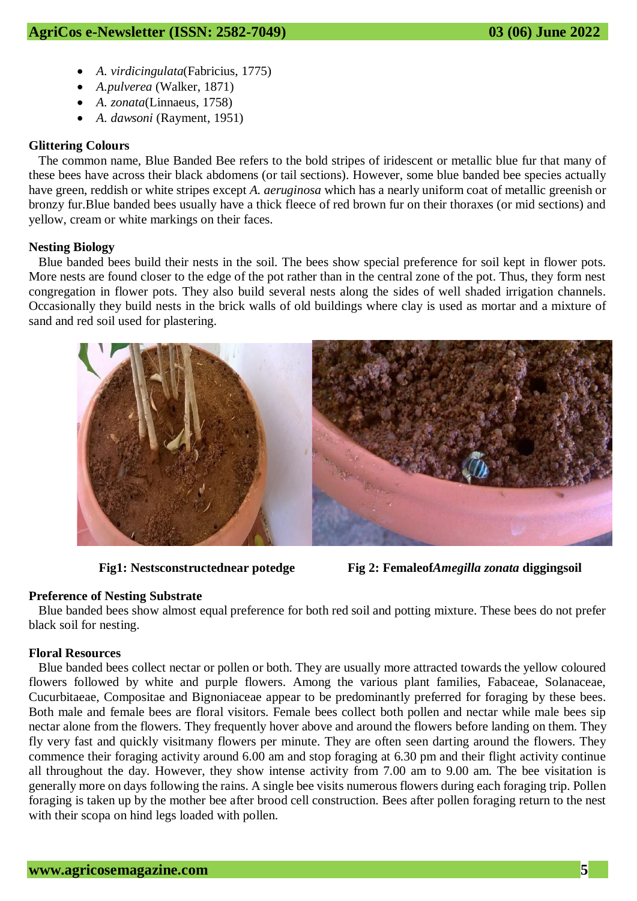- *A. virdicingulata*(Fabricius, 1775)
- *A.pulverea* (Walker, 1871)
- *A. zonata*(Linnaeus, 1758)
- *A. dawsoni* (Rayment, 1951)

**Glittering Colours**

The common name, Blue Banded Bee refers to the bold stripes of iridescent or metallic blue fur that many of these bees have across their black abdomens (or tail sections). However, some blue banded bee species actually have green, reddish or white stripes except *A. aeruginosa* which has a nearly uniform coat of metallic greenish or bronzy fur.Blue banded bees usually have a thick fleece of red brown fur on their thoraxes (or mid sections) and yellow, cream or white markings on their faces.

**Nesting Biology**

Blue banded bees build their nests in the soil. The bees show special preference for soil kept in flower pots. More nests are found closer to the edge of the pot rather than in the central zone of the pot. Thus, they form nest congregation in flower pots. They also build several nests along the sides of well shaded irrigation channels. Occasionally they build nests in the brick walls of old buildings where clay is used as mortar and a mixture of sand and red soil used for plastering.

**Fig1: Nestsconstructednear potedge** **Fig 2: Femaleof*Amegilla zonata* diggingsoil**

**Preference of Nesting Substrate**

Blue banded bees show almost equal preference for both red soil and potting mixture. These bees do not prefer black soil for nesting.

**Floral Resources**

Blue banded bees collect nectar or pollen or both. They are usually more attracted towards the yellow coloured flowers followed by white and purple flowers. Among the various plant families, Fabaceae, Solanaceae, Cucurbitaeae, Compositae and Bignoniaceae appear to be predominantly preferred for foraging by these bees. Both male and female bees are floral visitors. Female bees collect both pollen and nectar while male bees sip nectar alone from the flowers. They frequently hover above and around the flowers before landing on them. They fly very fast and quickly visitmany flowers per minute. They are often seen darting around the flowers. They commence their foraging activity around 6.00 am and stop foraging at 6.30 pm and their flight activity continue all throughout the day. However, they show intense activity from 7.00 am to 9.00 am. The bee visitation is generally more on days following the rains. A single bee visits numerous flowers during each foraging trip. Pollen foraging is taken up by the mother bee after brood cell construction. Bees after pollen foraging return to the nest with their scopa on hind legs loaded with pollen.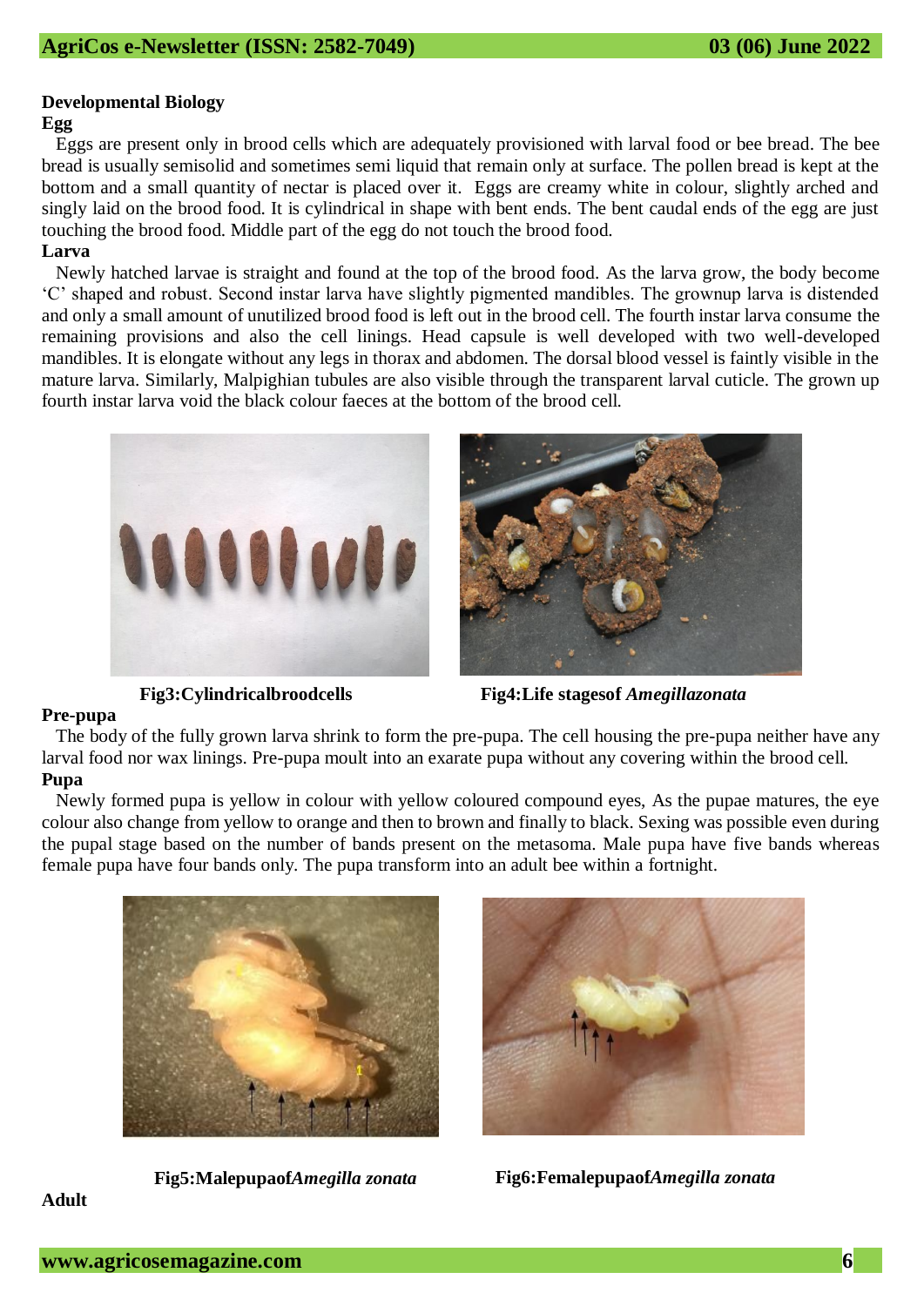## Developmental Biology

### Egg

Eggs are present only in brood cells which are adequately provisioned with larval food or bee bread. The bee bread is usually semisolid and sometimes semi liquid that remain only at surface. The pollen bread is kept at the bottom and a small quantity of nectar is placed over it. Eggs are creamy white in colour, slightly arched and singly laid on the brood food. It is cylindrical in shape with bent ends. The bent caudal ends of the egg are just touching the brood food. Middle part of the egg do not touch the brood food.

### Larva

Newly hatched larvae is straight and found at the top of the brood food. As the larva grow, the body become 'C' shaped and robust. Second instar larva have slightly pigmented mandibles. The grownup larva is distended and only a small amount of unutilized brood food is left out in the brood cell. The fourth instar larva consume the remaining provisions and also the cell linings. Head capsule is well developed with two well-developed mandibles. It is elongate without any legs in thorax and abdomen. The dorsal blood vessel is faintly visible in the mature larva. Similarly, Malpighian tubules are also visible through the transparent larval cuticle. The grown up fourth instar larva void the black colour faeces at the bottom of the brood cell.

**Fig3:Cylindricalbroodcells**

**Fig4:Life stagesof *Amegillazonata***

### Pre-pupa

The body of the fully grown larva shrink to form the pre-pupa. The cell housing the pre-pupa neither have any larval food nor wax linings. Pre-pupa moult into an exarate pupa without any covering within the brood cell.

### Pupa

Newly formed pupa is yellow in colour with yellow coloured compound eyes, As the pupae matures, the eye colour also change from yellow to orange and then to brown and finally to black. Sexing was possible even during the pupal stage based on the number of bands present on the metasoma. Male pupa have five bands whereas female pupa have four bands only. The pupa transform into an adult bee within a fortnight.

**Fig5:Malepupaof*Amegilla zonata***

**Fig6:Femalepupaof*Amegilla zonata***

### Adult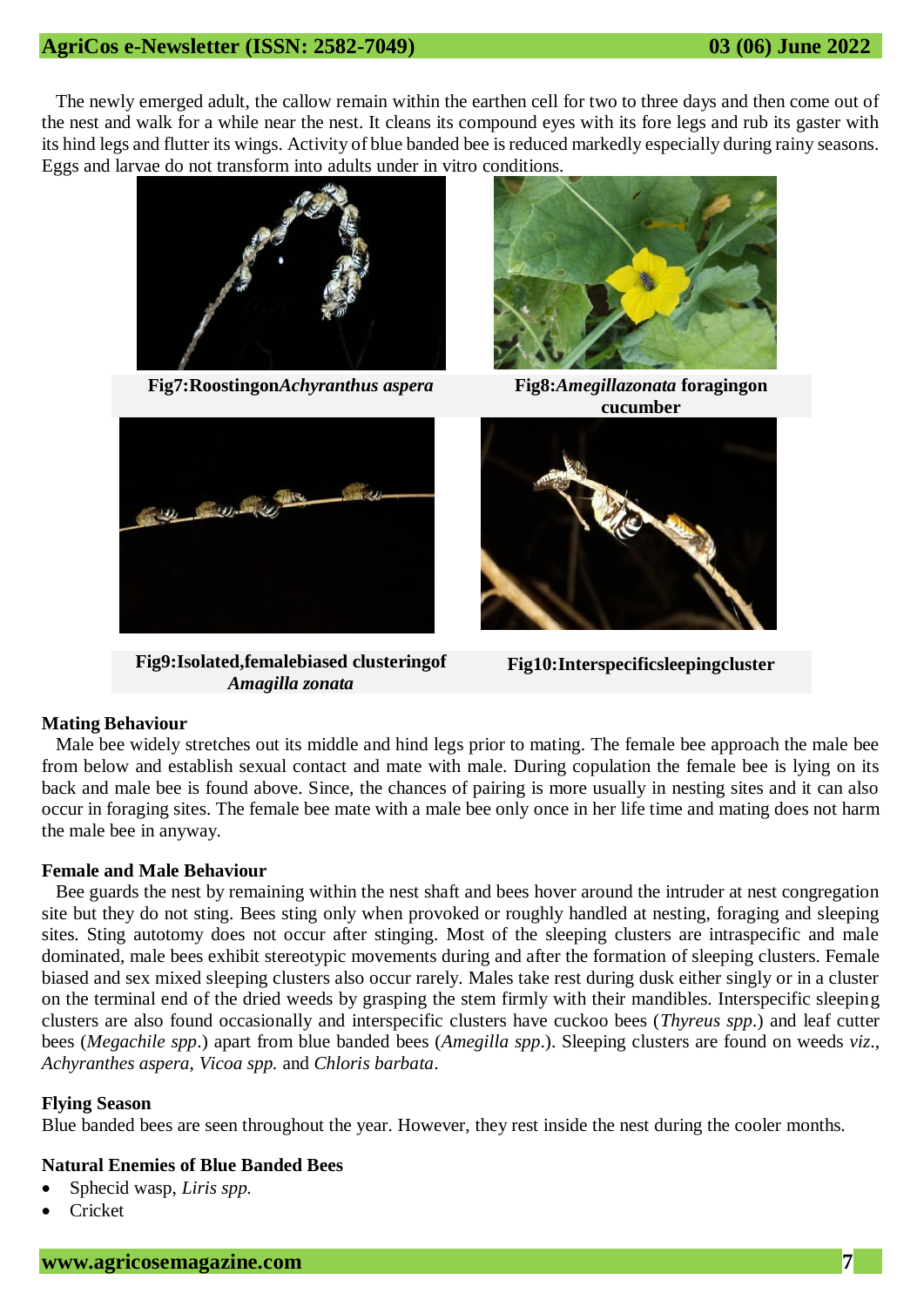The newly emerged adult, the callow remain within the earthen cell for two to three days and then come out of the nest and walk for a while near the nest. It cleans its compound eyes with its fore legs and rub its gaster with its hind legs and flutter its wings. Activity of blue banded bee is reduced markedly especially during rainy seasons. Eggs and larvae do not transform into adults under in vitro conditions.

**Fig7:Roostingon*Achyranthus aspera***

**Fig8:*Amegillazonata* foragingon cucumber**

**Fig9:Isolated,femalebiased clusteringof *Amagilla zonata***

**Fig10:Interspecificsleepingcluster**

**Mating Behaviour**

Male bee widely stretches out its middle and hind legs prior to mating. The female bee approach the male bee from below and establish sexual contact and mate with male. During copulation the female bee is lying on its back and male bee is found above. Since, the chances of pairing is more usually in nesting sites and it can also occur in foraging sites. The female bee mate with a male bee only once in her life time and mating does not harm the male bee in anyway.

**Female and Male Behaviour**

Bee guards the nest by remaining within the nest shaft and bees hover around the intruder at nest congregation site but they do not sting. Bees sting only when provoked or roughly handled at nesting, foraging and sleeping sites. Sting autotomy does not occur after stinging. Most of the sleeping clusters are intraspecific and male dominated, male bees exhibit stereotypic movements during and after the formation of sleeping clusters. Female biased and sex mixed sleeping clusters also occur rarely. Males take rest during dusk either singly or in a cluster on the terminal end of the dried weeds by grasping the stem firmly with their mandibles. Interspecific sleeping clusters are also found occasionally and interspecific clusters have cuckoo bees (*Thyreus spp*.) and leaf cutter bees (*Megachile spp*.) apart from blue banded bees (*Amegilla spp*.). Sleeping clusters are found on weeds *viz*., *Achyranthes aspera*, *Vicoa spp.* and *Chloris barbata*.

**Flying Season**

Blue banded bees are seen throughout the year. However, they rest inside the nest during the cooler months.

**Natural Enemies of Blue Banded Bees**

- Sphecid wasp, *Liris spp.*
- Cricket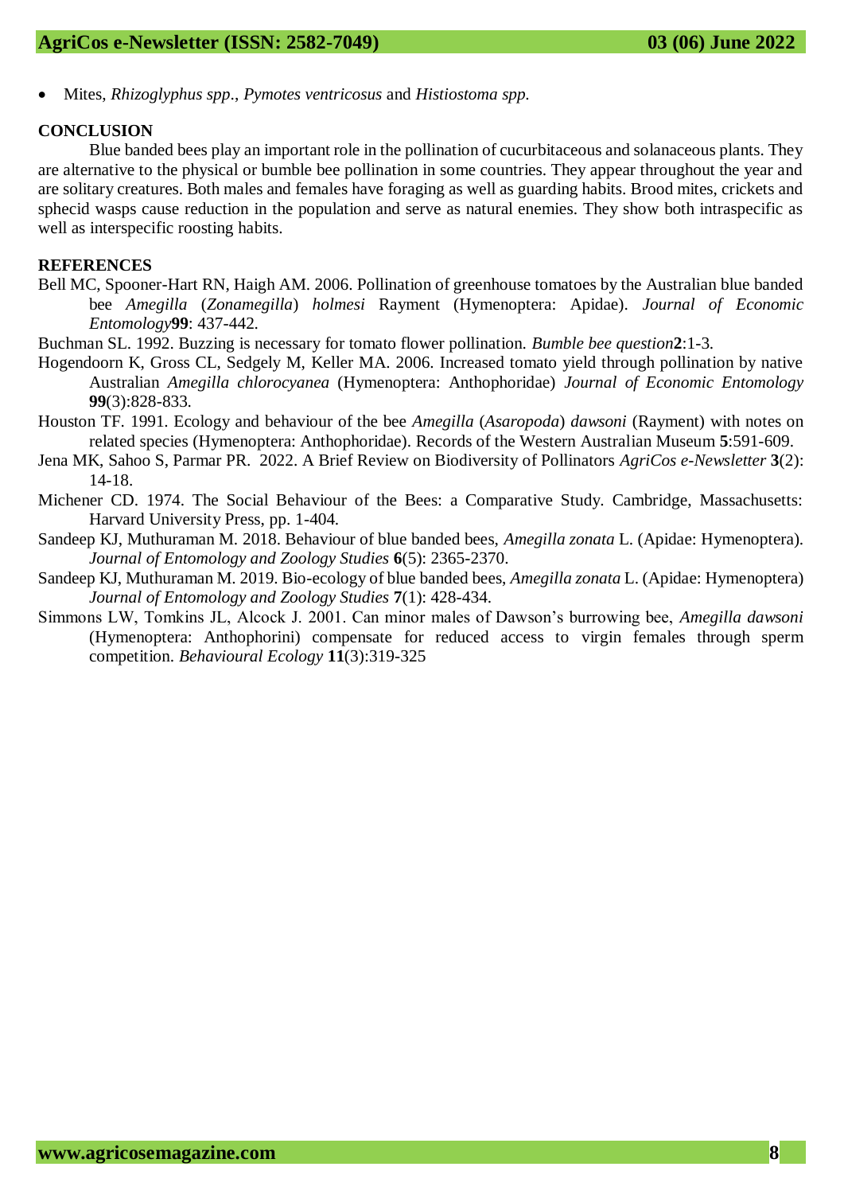- Mites, *Rhizoglyphus spp*., *Pymotes ventricosus* and *Histiostoma spp.*

## CONCLUSION

Blue banded bees play an important role in the pollination of cucurbitaceous and solanaceous plants. They are alternative to the physical or bumble bee pollination in some countries. They appear throughout the year and are solitary creatures. Both males and females have foraging as well as guarding habits. Brood mites, crickets and sphecid wasps cause reduction in the population and serve as natural enemies. They show both intraspecific as well as interspecific roosting habits.

## REFERENCES

Bell MC, Spooner-Hart RN, Haigh AM. 2006. Pollination of greenhouse tomatoes by the Australian blue banded bee *Amegilla* (*Zonamegilla*) *holmesi* Rayment (Hymenoptera: Apidae). *Journal of Economic Entomology* **99**: 437-442.

Buchman SL. 1992. Buzzing is necessary for tomato flower pollination. *Bumble bee question* **2**:1-3.

Hogendoorn K, Gross CL, Sedgely M, Keller MA. 2006. Increased tomato yield through pollination by native Australian *Amegilla chlorocyanea* (Hymenoptera: Anthophoridae) *Journal of Economic Entomology* **99**(3):828-833.

Houston TF. 1991. Ecology and behaviour of the bee *Amegilla* (*Asaropoda*) *dawsoni* (Rayment) with notes on related species (Hymenoptera: Anthophoridae). Records of the Western Australian Museum **5**:591-609.

Jena MK, Sahoo S, Parmar PR. 2022. A Brief Review on Biodiversity of Pollinators *AgriCos e-Newsletter* **3**(2): 14-18.

Michener CD. 1974. The Social Behaviour of the Bees: a Comparative Study. Cambridge, Massachusetts: Harvard University Press, pp. 1-404.

Sandeep KJ, Muthuraman M. 2018. Behaviour of blue banded bees, *Amegilla zonata* L. (Apidae: Hymenoptera). *Journal of Entomology and Zoology Studies* **6**(5): 2365-2370.

Sandeep KJ, Muthuraman M. 2019. Bio-ecology of blue banded bees, *Amegilla zonata* L. (Apidae: Hymenoptera) *Journal of Entomology and Zoology Studies* **7**(1): 428-434.

Simmons LW, Tomkins JL, Alcock J. 2001. Can minor males of Dawson's burrowing bee, *Amegilla dawsoni* (Hymenoptera: Anthophorini) compensate for reduced access to virgin females through sperm competition. *Behavioural Ecology* **11**(3):319-325